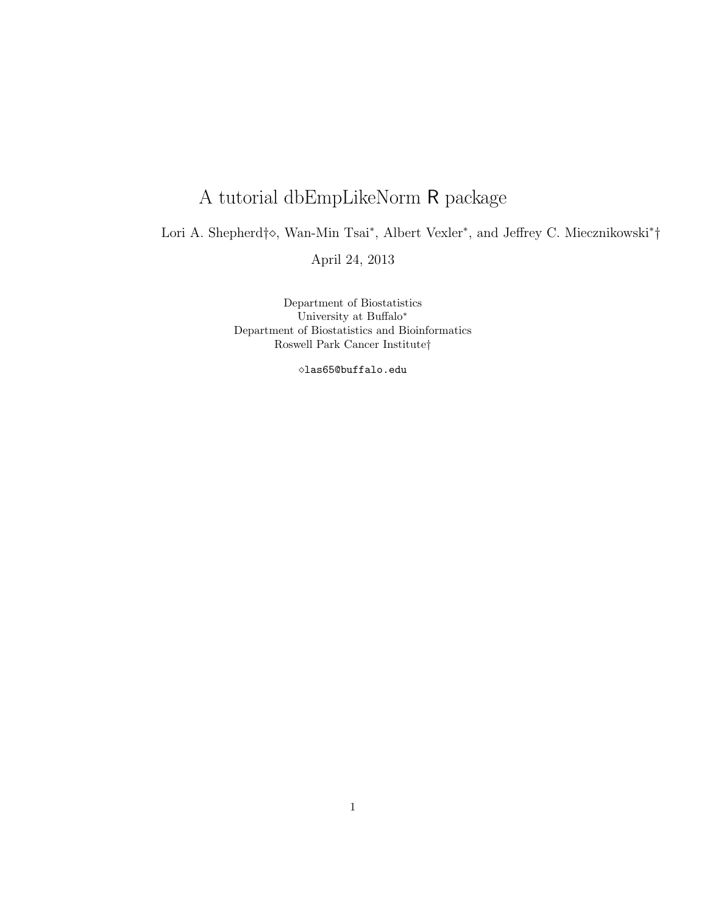# A tutorial dbEmpLikeNorm R package

Lori A. Shepherd†◇, Wan-Min Tsai*, Albert Vexler*, and Jeffrey C. Miecznikowski*†

April 24, 2013

Department of Biostatistics
University at Buffalo*
Department of Biostatistics and Bioinformatics
Roswell Park Cancer Institute†

◇las65@buffalo.edu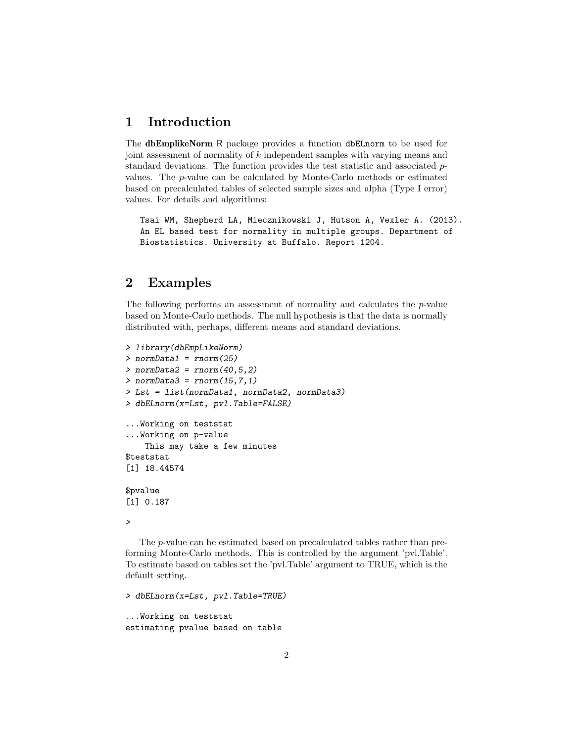# 1 Introduction

The **dbEmplikeNorm** R package provides a function `dbELnorm` to be used for joint assessment of normality of $k$ independent samples with varying means and standard deviations. The function provides the test statistic and associated $p$-values. The $p$-value can be calculated by Monte-Carlo methods or estimated based on precalculated tables of selected sample sizes and alpha (Type I error) values. For details and algorithms:

```
Tsai WM, Shepherd LA, Miecznikowski J, Hutson A, Vexler A. (2013).
An EL based test for normality in multiple groups. Department of
Biostatistics. University at Buffalo. Report 1204.
```

# 2 Examples

The following performs an assessment of normality and calculates the $p$-value based on Monte-Carlo methods. The null hypothesis is that the data is normally distributed with, perhaps, different means and standard deviations.

```
> library(dbEmpLikeNorm)
> normData1 = rnorm(25)
> normData2 = rnorm(40,5,2)
> normData3 = rnorm(15,7,1)
> Lst = list(normData1, normData2, normData3)
> dbELnorm(x=Lst, pvl.Table=FALSE)

...Working on teststat
...Working on p-value
    This may take a few minutes
$teststat
[1] 18.44574

$pvalue
[1] 0.187

>
```

The $p$-value can be estimated based on precalculated tables rather than preforming Monte-Carlo methods. This is controlled by the argument 'pvl.Table'. To estimate based on tables set the 'pvl.Table' argument to TRUE, which is the default setting.

```
> dbELnorm(x=Lst, pvl.Table=TRUE)

...Working on teststat
estimating pvalue based on table
```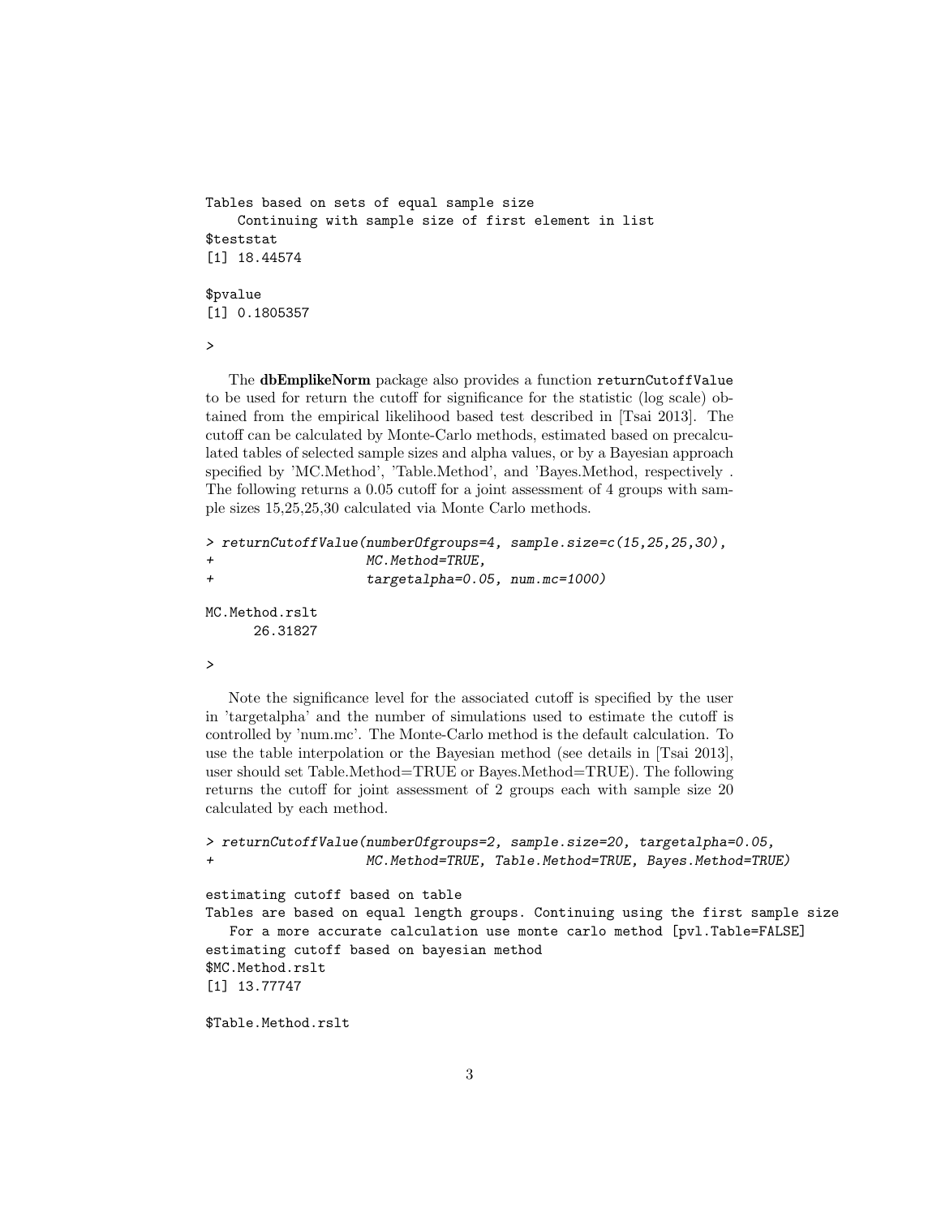```
Tables based on sets of equal sample size
    Continuing with sample size of first element in list
$teststat
[1] 18.44574

$pvalue
[1] 0.1805357

>
```

The **dbEmplikeNorm** package also provides a function `returnCutoffValue` to be used for return the cutoff for significance for the statistic (log scale) obtained from the empirical likelihood based test described in [Tsai 2013]. The cutoff can be calculated by Monte-Carlo methods, estimated based on precalculated tables of selected sample sizes and alpha values, or by a Bayesian approach specified by 'MC.Method', 'Table.Method', and 'Bayes.Method, respectively . The following returns a 0.05 cutoff for a joint assessment of 4 groups with sample sizes 15,25,25,30 calculated via Monte Carlo methods.

```
> returnCutoffValue(numberOfgroups=4, sample.size=c(15,25,25,30),
+                   MC.Method=TRUE,
+                   targetalpha=0.05, num.mc=1000)

MC.Method.rslt
      26.31827

>
```

Note the significance level for the associated cutoff is specified by the user in 'targetalpha' and the number of simulations used to estimate the cutoff is controlled by 'num.mc'. The Monte-Carlo method is the default calculation. To use the table interpolation or the Bayesian method (see details in [Tsai 2013], user should set Table.Method=TRUE or Bayes.Method=TRUE). The following returns the cutoff for joint assessment of 2 groups each with sample size 20 calculated by each method.

```
> returnCutoffValue(numberOfgroups=2, sample.size=20, targetalpha=0.05,
+                   MC.Method=TRUE, Table.Method=TRUE, Bayes.Method=TRUE)

estimating cutoff based on table
Tables are based on equal length groups. Continuing using the first sample size
   For a more accurate calculation use monte carlo method [pvl.Table=FALSE]
estimating cutoff based on bayesian method
$MC.Method.rslt
[1] 13.77747

$Table.Method.rslt
```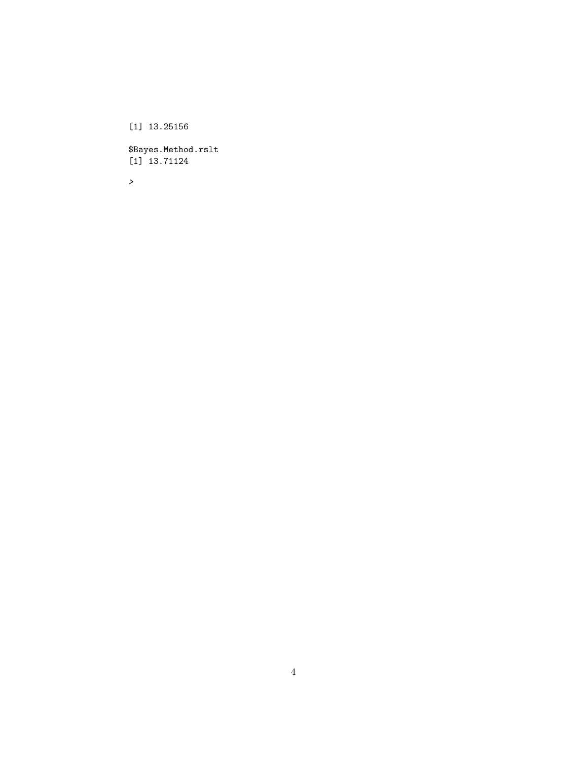```
[1] 13.25156

$Bayes.Method.rslt
[1] 13.71124

>
```